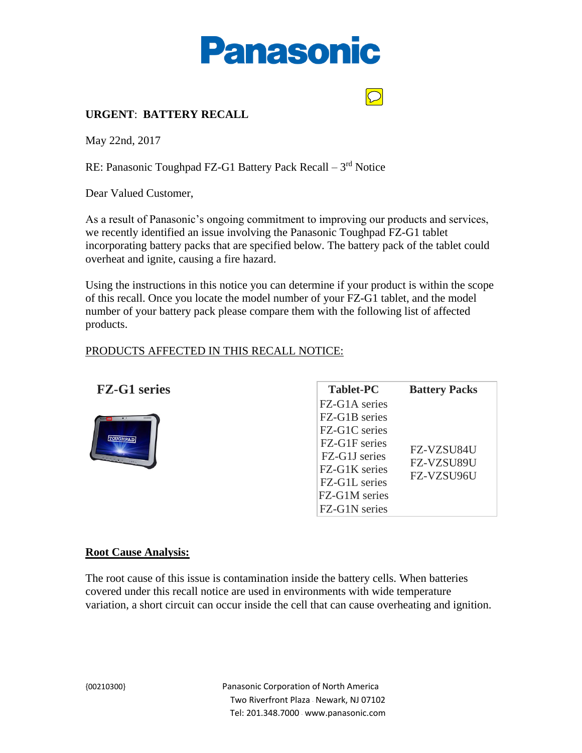# Panasonic

**URGENT**: **BATTERY RECALL**

May 22nd, 2017

RE: Panasonic Toughpad FZ-G1 Battery Pack Recall – 3rd Notice

Dear Valued Customer,

As a result of Panasonic's ongoing commitment to improving our products and services, we recently identified an issue involving the Panasonic Toughpad FZ-G1 tablet incorporating battery packs that are specified below. The battery pack of the tablet could overheat and ignite, causing a fire hazard.

Using the instructions in this notice you can determine if your product is within the scope of this recall. Once you locate the model number of your FZ-G1 tablet, and the model number of your battery pack please compare them with the following list of affected products.

PRODUCTS AFFECTED IN THIS RECALL NOTICE:

**FZ-G1 series**

| Tablet-PC | Battery Packs |
|---|---|
| FZ-G1A series<br>FZ-G1B series<br>FZ-G1C series<br>FZ-G1F series<br>FZ-G1J series<br>FZ-G1K series<br>FZ-G1L series<br>FZ-G1M series<br>FZ-G1N series | FZ-VZSU84U<br>FZ-VZSU89U<br>FZ-VZSU96U |

**Root Cause Analysis:**

The root cause of this issue is contamination inside the battery cells. When batteries covered under this recall notice are used in environments with wide temperature variation, a short circuit can occur inside the cell that can cause overheating and ignition.

{00210300}

Panasonic Corporation of North America
Two Riverfront Plaza . Newark, NJ 07102
Tel: 201.348.7000 . www.panasonic.com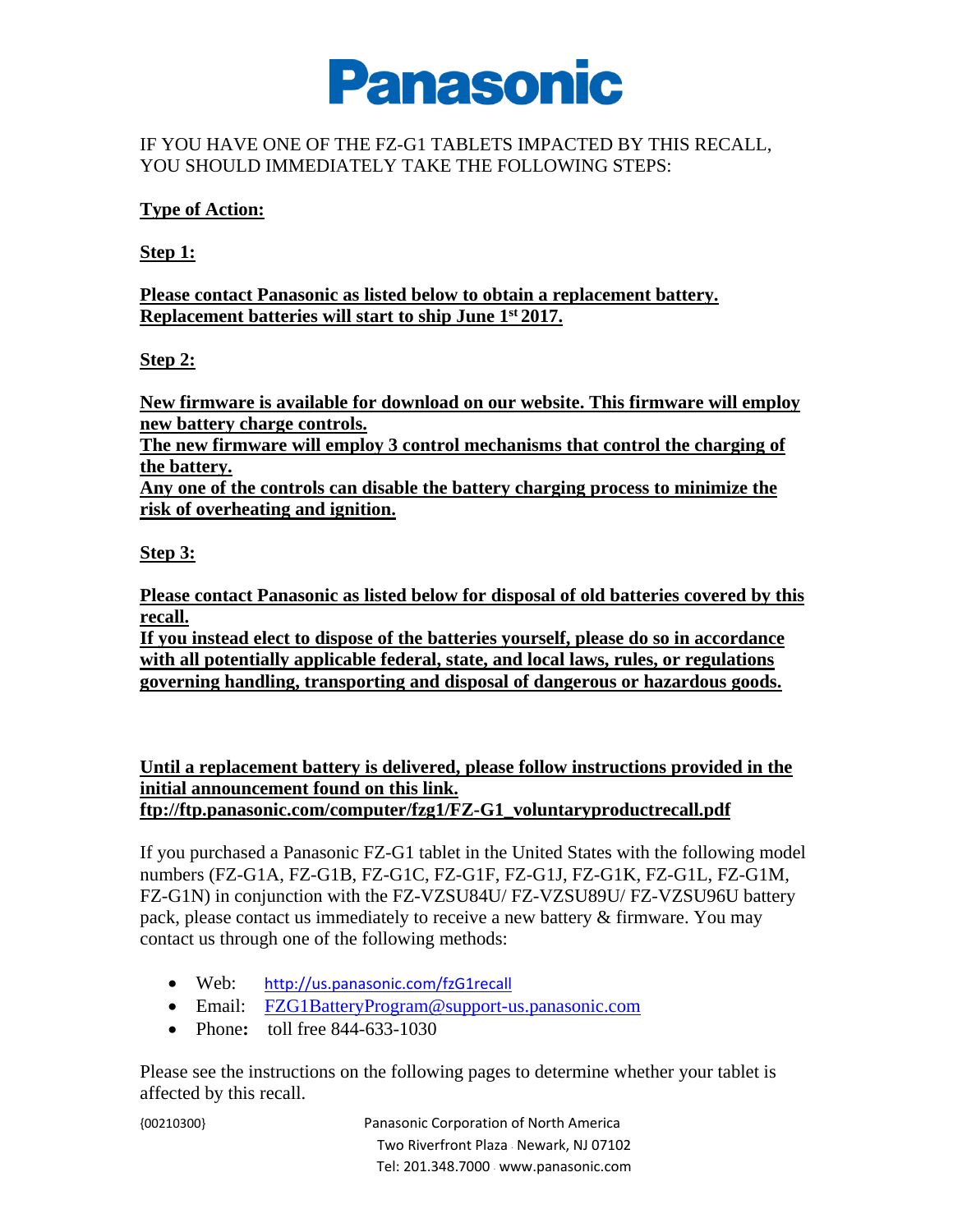Panasonic

IF YOU HAVE ONE OF THE FZ-G1 TABLETS IMPACTED BY THIS RECALL, YOU SHOULD IMMEDIATELY TAKE THE FOLLOWING STEPS:

**Type of Action:**

**Step 1:**

**Please contact Panasonic as listed below to obtain a replacement battery. Replacement batteries will start to ship June 1st 2017.**

**Step 2:**

**New firmware is available for download on our website. This firmware will employ new battery charge controls.**
**The new firmware will employ 3 control mechanisms that control the charging of the battery.**
**Any one of the controls can disable the battery charging process to minimize the risk of overheating and ignition.**

**Step 3:**

**Please contact Panasonic as listed below for disposal of old batteries covered by this recall.**
**If you instead elect to dispose of the batteries yourself, please do so in accordance with all potentially applicable federal, state, and local laws, rules, or regulations governing handling, transporting and disposal of dangerous or hazardous goods.**

**Until a replacement battery is delivered, please follow instructions provided in the initial announcement found on this link.**
**ftp://ftp.panasonic.com/computer/fzg1/FZ-G1_voluntaryproductrecall.pdf**

If you purchased a Panasonic FZ-G1 tablet in the United States with the following model numbers (FZ-G1A, FZ-G1B, FZ-G1C, FZ-G1F, FZ-G1J, FZ-G1K, FZ-G1L, FZ-G1M, FZ-G1N) in conjunction with the FZ-VZSU84U/ FZ-VZSU89U/ FZ-VZSU96U battery pack, please contact us immediately to receive a new battery & firmware. You may contact us through one of the following methods:

- Web: http://us.panasonic.com/fzG1recall
- Email: FZG1BatteryProgram@support-us.panasonic.com
- Phone**:** toll free 844-633-1030

Please see the instructions on the following pages to determine whether your tablet is affected by this recall.

{00210300}

Panasonic Corporation of North America
Two Riverfront Plaza . Newark, NJ 07102
Tel: 201.348.7000 . www.panasonic.com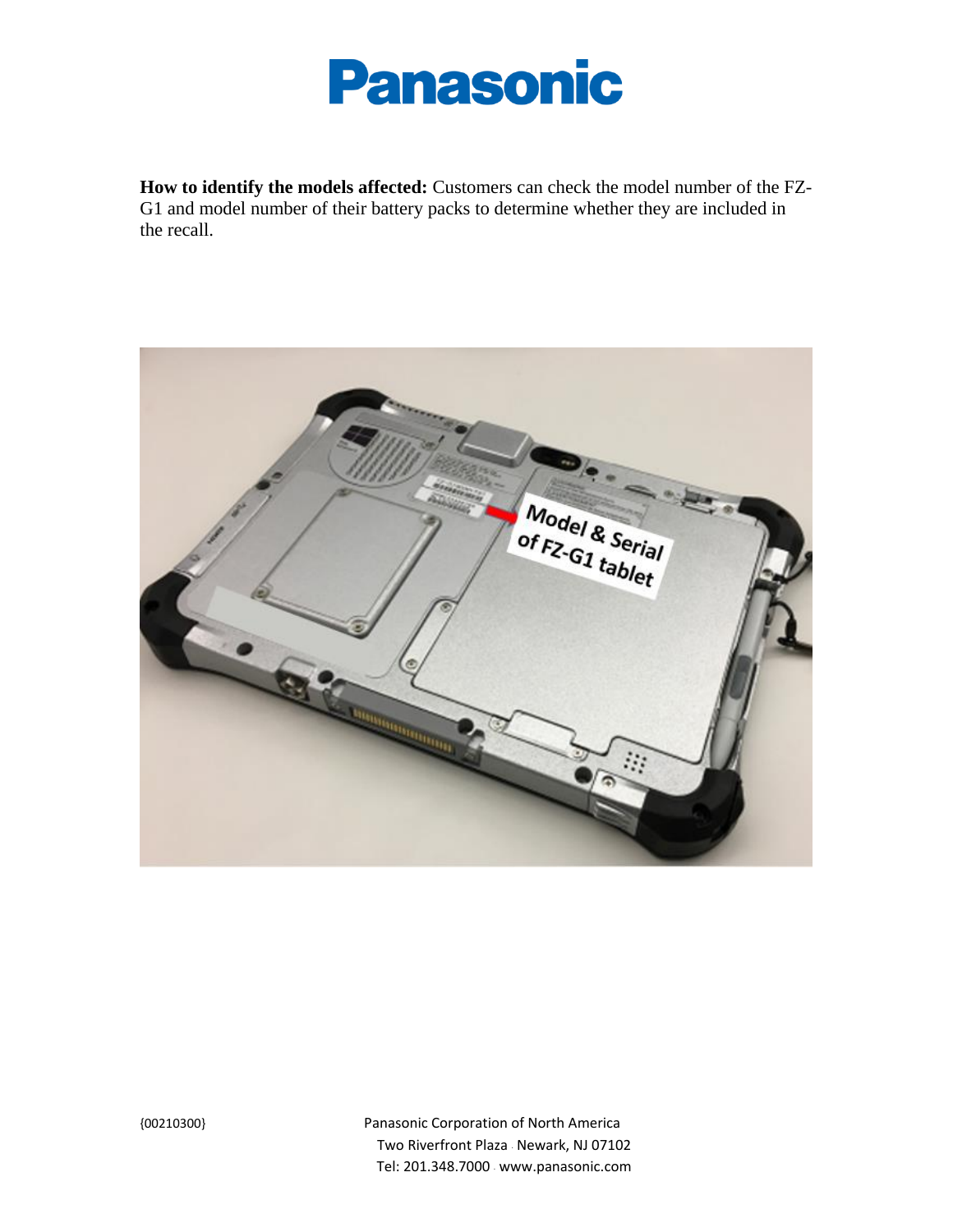**How to identify the models affected:** Customers can check the model number of the FZ-G1 and model number of their battery packs to determine whether they are included in the recall.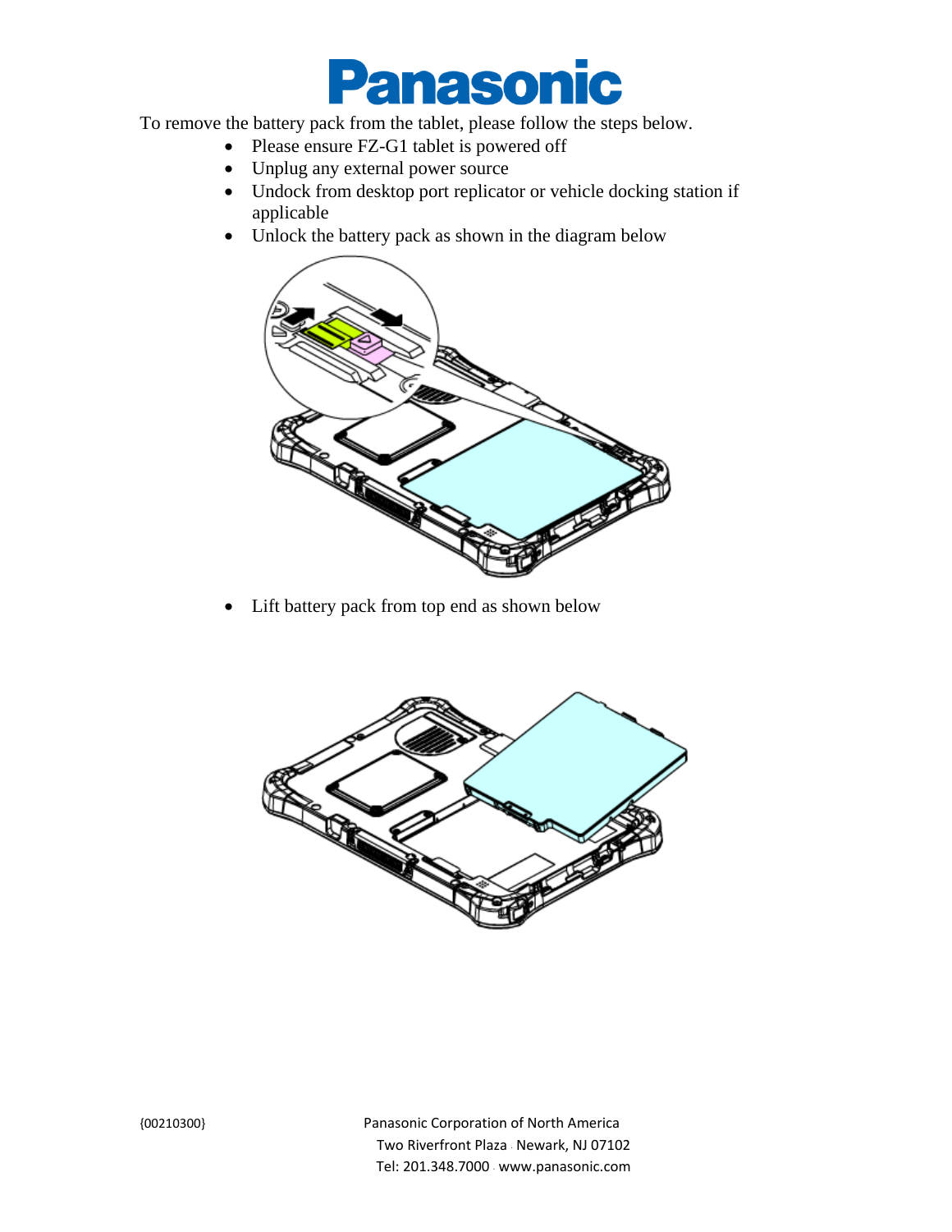To remove the battery pack from the tablet, please follow the steps below.

- Please ensure FZ-G1 tablet is powered off
- Unplug any external power source
- Undock from desktop port replicator or vehicle docking station if applicable
- Unlock the battery pack as shown in the diagram below
- Lift battery pack from top end as shown below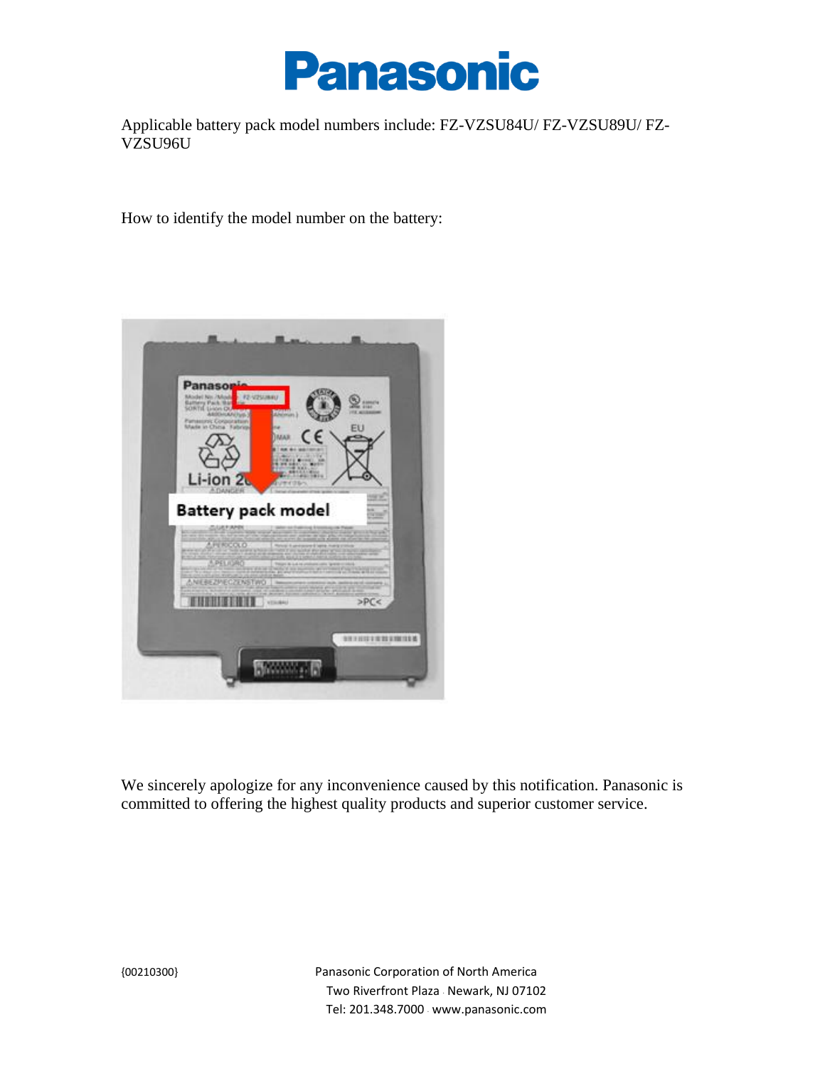Applicable battery pack model numbers include: FZ-VZSU84U/ FZ-VZSU89U/ FZ-VZSU96U

How to identify the model number on the battery:

We sincerely apologize for any inconvenience caused by this notification. Panasonic is committed to offering the highest quality products and superior customer service.

{00210300}

Panasonic Corporation of North America
Two Riverfront Plaza . Newark, NJ 07102
Tel: 201.348.7000 . www.panasonic.com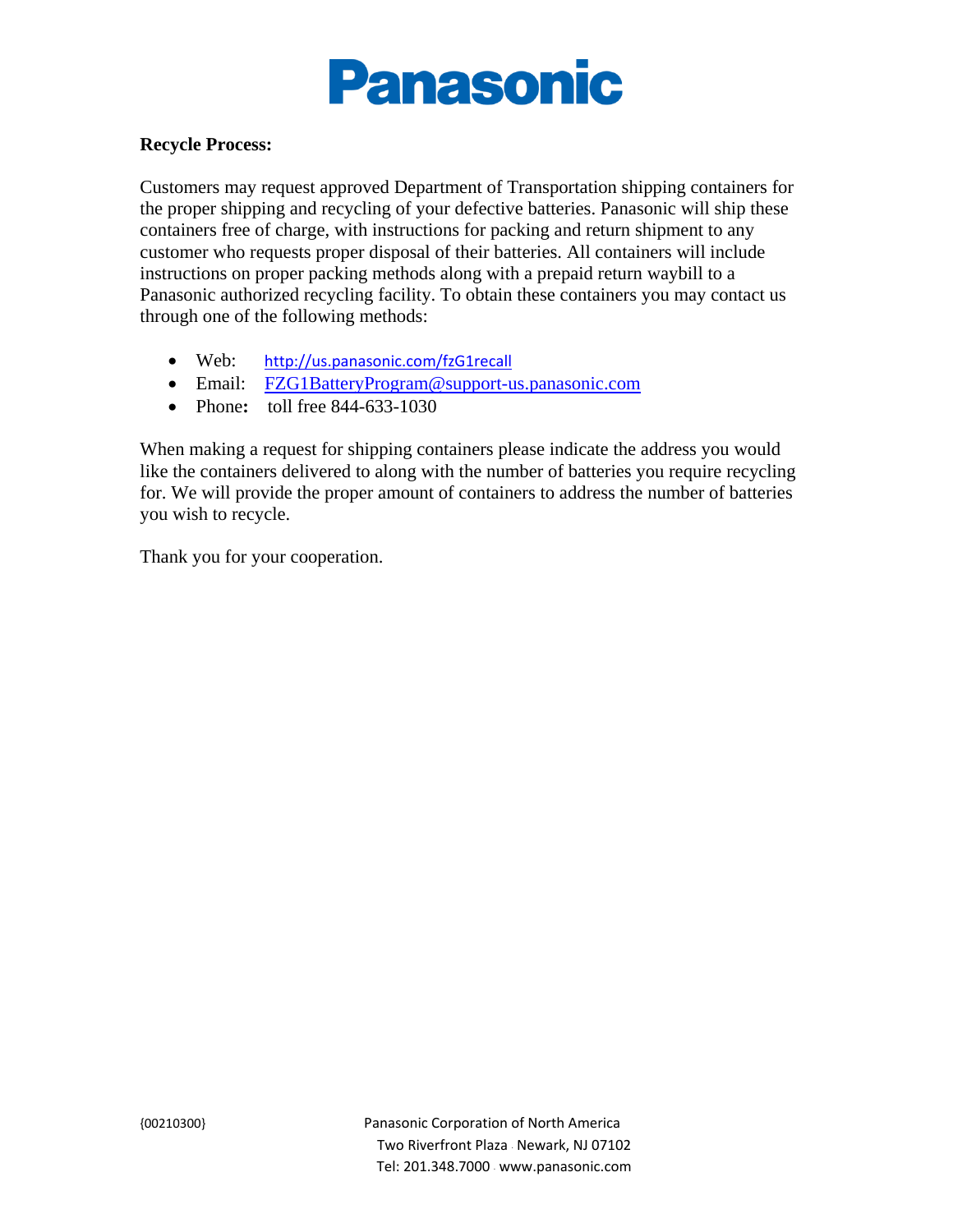**Panasonic**

**Recycle Process:**

Customers may request approved Department of Transportation shipping containers for the proper shipping and recycling of your defective batteries. Panasonic will ship these containers free of charge, with instructions for packing and return shipment to any customer who requests proper disposal of their batteries. All containers will include instructions on proper packing methods along with a prepaid return waybill to a Panasonic authorized recycling facility. To obtain these containers you may contact us through one of the following methods:

- Web: http://us.panasonic.com/fzG1recall
- Email: FZG1BatteryProgram@support-us.panasonic.com
- Phone**:** toll free 844-633-1030

When making a request for shipping containers please indicate the address you would like the containers delivered to along with the number of batteries you require recycling for. We will provide the proper amount of containers to address the number of batteries you wish to recycle.

Thank you for your cooperation.

{00210300}

Panasonic Corporation of North America
Two Riverfront Plaza . Newark, NJ 07102
Tel: 201.348.7000 . www.panasonic.com